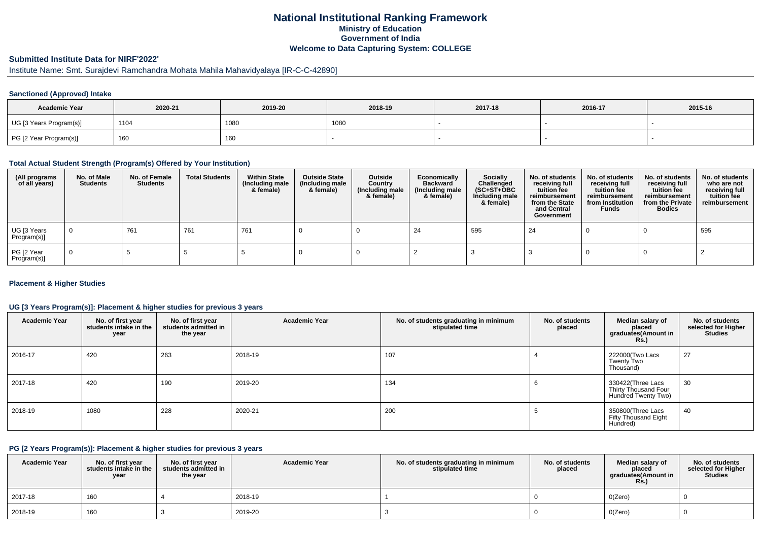# National Institutional Ranking Framework
## Ministry of Education
## Government of India
## Welcome to Data Capturing System: COLLEGE

### Submitted Institute Data for NIRF'2022'

Institute Name: Smt. Surajdevi Ramchandra Mohata Mahila Mahavidyalaya [IR-C-C-42890]

#### Sanctioned (Approved) Intake

| Academic Year | 2020-21 | 2019-20 | 2018-19 | 2017-18 | 2016-17 | 2015-16 |
|---|---|---|---|---|---|---|
| UG [3 Years Program(s)] | 1104 | 1080 | 1080 | - | - | - |
| PG [2 Year Program(s)] | 160 | 160 | - | - | - | - |

#### Total Actual Student Strength (Program(s) Offered by Your Institution)

| (All programs of all years) | No. of Male Students | No. of Female Students | Total Students | Within State (Including male & female) | Outside State (Including male & female) | Outside Country (Including male & female) | Economically Backward (Including male & female) | Socially Challenged (SC+ST+OBC Including male & female) | No. of students receiving full tuition fee reimbursement from the State and Central Government | No. of students receiving full tuition fee reimbursement from Institution Funds | No. of students receiving full tuition fee reimbursement from the Private Bodies | No. of students who are not receiving full tuition fee reimbursement |
|---|---|---|---|---|---|---|---|---|---|---|---|---|
| UG [3 Years Program(s)] | 0 | 761 | 761 | 761 | 0 | 0 | 24 | 595 | 24 | 0 | 0 | 595 |
| PG [2 Year Program(s)] | 0 | 5 | 5 | 5 | 0 | 0 | 2 | 3 | 3 | 0 | 0 | 2 |

#### Placement & Higher Studies

#### UG [3 Years Program(s)]: Placement & higher studies for previous 3 years

| Academic Year | No. of first year students intake in the year | No. of first year students admitted in the year | Academic Year | No. of students graduating in minimum stipulated time | No. of students placed | Median salary of placed graduates(Amount in Rs.) | No. of students selected for Higher Studies |
|---|---|---|---|---|---|---|---|
| 2016-17 | 420 | 263 | 2018-19 | 107 | 4 | 222000(Two Lacs Twenty Two Thousand) | 27 |
| 2017-18 | 420 | 190 | 2019-20 | 134 | 6 | 330422(Three Lacs Thirty Thousand Four Hundred Twenty Two) | 30 |
| 2018-19 | 1080 | 228 | 2020-21 | 200 | 5 | 350800(Three Lacs Fifty Thousand Eight Hundred) | 40 |

#### PG [2 Years Program(s)]: Placement & higher studies for previous 3 years

| Academic Year | No. of first year students intake in the year | No. of first year students admitted in the year | Academic Year | No. of students graduating in minimum stipulated time | No. of students placed | Median salary of placed graduates(Amount in Rs.) | No. of students selected for Higher Studies |
|---|---|---|---|---|---|---|---|
| 2017-18 | 160 | 4 | 2018-19 | 1 | 0 | 0(Zero) | 0 |
| 2018-19 | 160 | 3 | 2019-20 | 3 | 0 | 0(Zero) | 0 |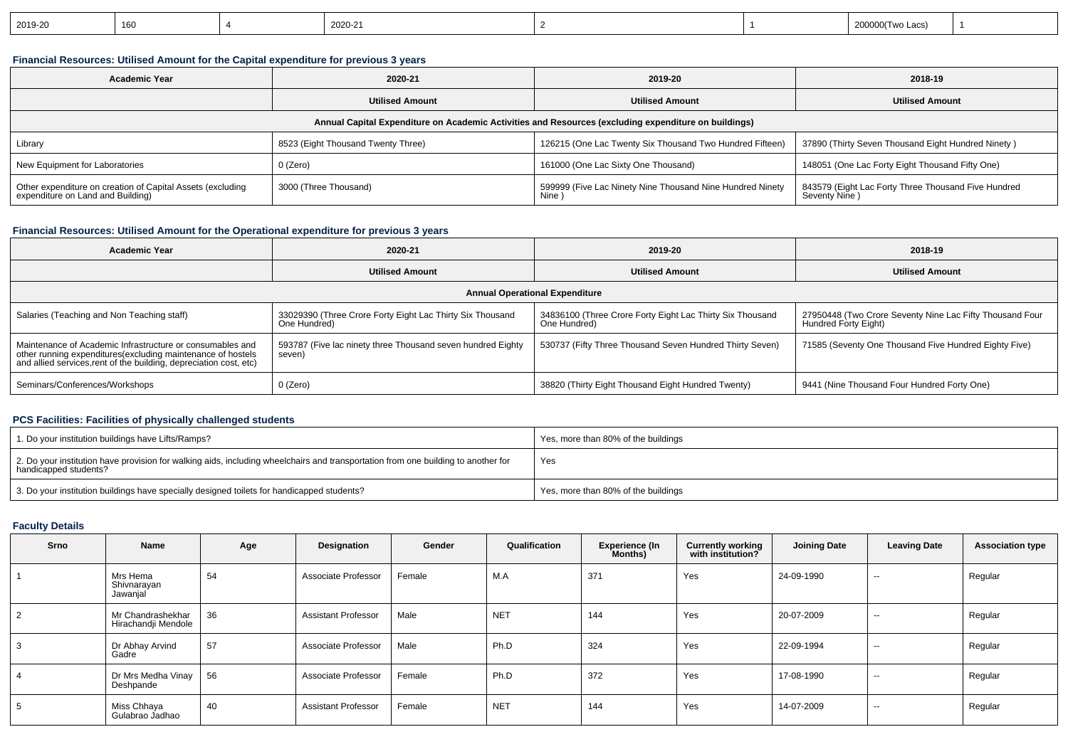| 2019-20 | 160 | 4 | 2020-21 | 2 | 1 | 200000(Two Lacs) | 1 |
|---|---|---|---|---|---|---|---|

### Financial Resources: Utilised Amount for the Capital expenditure for previous 3 years

| Academic Year | 2020-21 | 2019-20 | 2018-19 |
|---|---|---|---|
| | Utilised Amount | Utilised Amount | Utilised Amount |
| Annual Capital Expenditure on Academic Activities and Resources (excluding expenditure on buildings) | | | |
| Library | 8523 (Eight Thousand Twenty Three) | 126215 (One Lac Twenty Six Thousand Two Hundred Fifteen) | 37890 (Thirty Seven Thousand Eight Hundred Ninety ) |
| New Equipment for Laboratories | 0 (Zero) | 161000 (One Lac Sixty One Thousand) | 148051 (One Lac Forty Eight Thousand Fifty One) |
| Other expenditure on creation of Capital Assets (excluding expenditure on Land and Building) | 3000 (Three Thousand) | 599999 (Five Lac Ninety Nine Thousand Nine Hundred Ninety Nine ) | 843579 (Eight Lac Forty Three Thousand Five Hundred Seventy Nine ) |

### Financial Resources: Utilised Amount for the Operational expenditure for previous 3 years

| Academic Year | 2020-21 | 2019-20 | 2018-19 |
|---|---|---|---|
| | Utilised Amount | Utilised Amount | Utilised Amount |
| Annual Operational Expenditure | | | |
| Salaries (Teaching and Non Teaching staff) | 33029390 (Three Crore Forty Eight Lac Thirty Six Thousand One Hundred) | 34836100 (Three Crore Forty Eight Lac Thirty Six Thousand One Hundred) | 27950448 (Two Crore Seventy Nine Lac Fifty Thousand Four Hundred Forty Eight) |
| Maintenance of Academic Infrastructure or consumables and other running expenditures(excluding maintenance of hostels and allied services,rent of the building, depreciation cost, etc) | 593787 (Five lac ninety three Thousand seven hundred Eighty seven) | 530737 (Fifty Three Thousand Seven Hundred Thirty Seven) | 71585 (Seventy One Thousand Five Hundred Eighty Five) |
| Seminars/Conferences/Workshops | 0 (Zero) | 38820 (Thirty Eight Thousand Eight Hundred Twenty) | 9441 (Nine Thousand Four Hundred Forty One) |

### PCS Facilities: Facilities of physically challenged students

| Question | Response |
|---|---|
| 1. Do your institution buildings have Lifts/Ramps? | Yes, more than 80% of the buildings |
| 2. Do your institution have provision for walking aids, including wheelchairs and transportation from one building to another for handicapped students? | Yes |
| 3. Do your institution buildings have specially designed toilets for handicapped students? | Yes, more than 80% of the buildings |

### Faculty Details

| Srno | Name | Age | Designation | Gender | Qualification | Experience (In Months) | Currently working with institution? | Joining Date | Leaving Date | Association type |
|---|---|---|---|---|---|---|---|---|---|---|
| 1 | Mrs Hema Shivnarayan Jawanjal | 54 | Associate Professor | Female | M.A | 371 | Yes | 24-09-1990 | -- | Regular |
| 2 | Mr Chandrashekhar Hirachandji Mendole | 36 | Assistant Professor | Male | NET | 144 | Yes | 20-07-2009 | -- | Regular |
| 3 | Dr Abhay Arvind Gadre | 57 | Associate Professor | Male | Ph.D | 324 | Yes | 22-09-1994 | -- | Regular |
| 4 | Dr Mrs Medha Vinay Deshpande | 56 | Associate Professor | Female | Ph.D | 372 | Yes | 17-08-1990 | -- | Regular |
| 5 | Miss Chhaya Gulabrao Jadhao | 40 | Assistant Professor | Female | NET | 144 | Yes | 14-07-2009 | -- | Regular |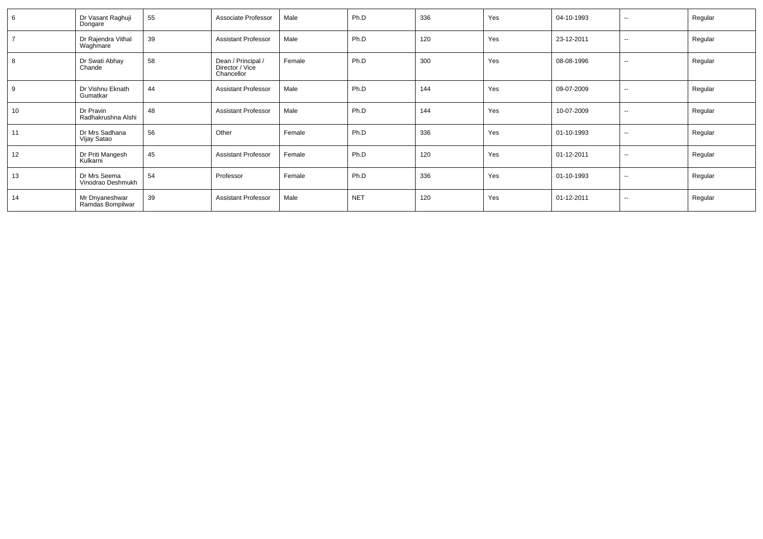| | | | | | | | | | | |
|---|---|---|---|---|---|---|---|---|---|---|
| 6 | Dr Vasant Raghuji Dongare | 55 | Associate Professor | Male | Ph.D | 336 | Yes | 04-10-1993 | -- | Regular |
| 7 | Dr Rajendra Vithal Waghmare | 39 | Assistant Professor | Male | Ph.D | 120 | Yes | 23-12-2011 | -- | Regular |
| 8 | Dr Swati Abhay Chande | 58 | Dean / Principal / Director / Vice Chancellor | Female | Ph.D | 300 | Yes | 08-08-1996 | -- | Regular |
| 9 | Dr Vishnu Eknath Gumatkar | 44 | Assistant Professor | Male | Ph.D | 144 | Yes | 09-07-2009 | -- | Regular |
| 10 | Dr Pravin Radhakrushna Alshi | 48 | Assistant Professor | Male | Ph.D | 144 | Yes | 10-07-2009 | -- | Regular |
| 11 | Dr Mrs Sadhana Vijay Satao | 56 | Other | Female | Ph.D | 336 | Yes | 01-10-1993 | -- | Regular |
| 12 | Dr Priti Mangesh Kulkarni | 45 | Assistant Professor | Female | Ph.D | 120 | Yes | 01-12-2011 | -- | Regular |
| 13 | Dr Mrs Seema Vinodrao Deshmukh | 54 | Professor | Female | Ph.D | 336 | Yes | 01-10-1993 | -- | Regular |
| 14 | Mr Dnyaneshwar Ramdas Bompilwar | 39 | Assistant Professor | Male | NET | 120 | Yes | 01-12-2011 | -- | Regular |